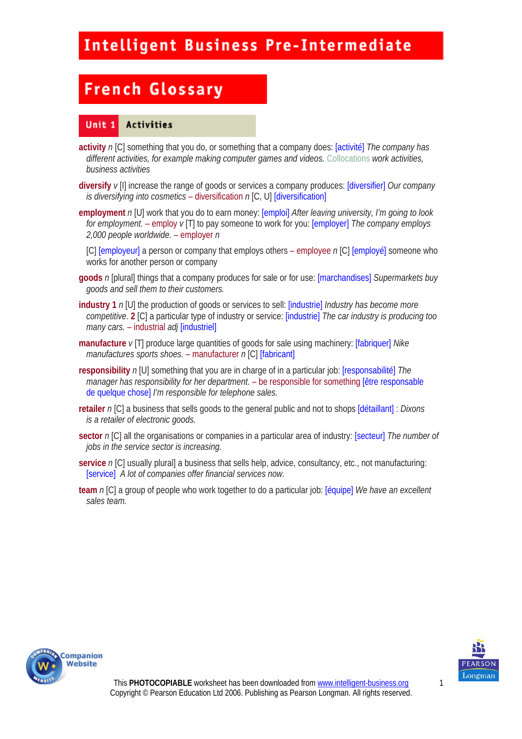# Intelligent Business Pre-Intermediate

## French Glossary

### Unit 1 Activities

**activity** *n* [C] something that you do, or something that a company does: [activité] *The company has different activities, for example making computer games and videos.* Collocations *work activities, business activities*

**diversify** *v* [I] increase the range of goods or services a company produces: [diversifier] *Our company is diversifying into cosmetics* – diversification *n* [C, U] [diversification]

**employment** *n* [U] work that you do to earn money: [emploi] *After leaving university, I'm going to look for employment.* – employ *v* [T] to pay someone to work for you: [employer] *The company employs 2,000 people worldwide.* – employer *n*

[C] [employeur] a person or company that employs others – employee *n* [C] [employé] someone who works for another person or company

**goods** *n* [plural] things that a company produces for sale or for use: [marchandises] *Supermarkets buy goods and sell them to their customers.*

**industry 1** *n* [U] the production of goods or services to sell: [industrie] *Industry has become more competitive.* **2** [C] a particular type of industry or service: [industrie] *The car industry is producing too many cars.* – industrial *adj* [industriel]

**manufacture** *v* [T] produce large quantities of goods for sale using machinery: [fabriquer] *Nike manufactures sports shoes.* – manufacturer *n* [C] [fabricant]

**responsibility** *n* [U] something that you are in charge of in a particular job: [responsabilité] *The manager has responsibility for her department*. – be responsible for something [être responsable de quelque chose] *I'm responsible for telephone sales.*

**retailer** *n* [C] a business that sells goods to the general public and not to shops [détaillant] : *Dixons is a retailer of electronic goods.*

**sector** *n* [C] all the organisations or companies in a particular area of industry: [secteur] *The number of jobs in the service sector is increasing.*

**service** *n* [C] usually plural] a business that sells help, advice, consultancy, etc., not manufacturing: [service] *A lot of companies offer financial services now.*

**team** *n* [C] a group of people who work together to do a particular job: [équipe] *We have an excellent sales team.*

This **PHOTOCOPIABLE** worksheet has been downloaded from www.intelligent-business.org
Copyright © Pearson Education Ltd 2006. Publishing as Pearson Longman. All rights reserved.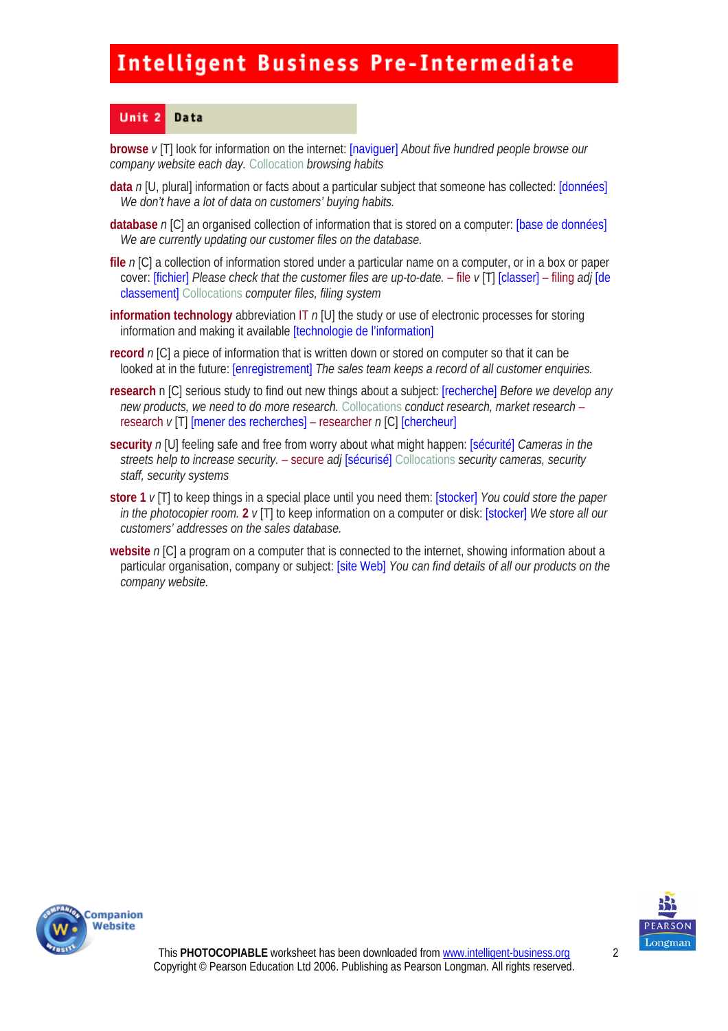# Intelligent Business Pre-Intermediate

## Unit 2 Data

**browse** *v* [T] look for information on the internet: [naviguer] *About five hundred people browse our company website each day.* Collocation *browsing habits*

**data** *n* [U, plural] information or facts about a particular subject that someone has collected: [données] *We don't have a lot of data on customers' buying habits.*

**database** *n* [C] an organised collection of information that is stored on a computer: [base de données] *We are currently updating our customer files on the database.*

**file** *n* [C] a collection of information stored under a particular name on a computer, or in a box or paper cover: [fichier] *Please check that the customer files are up-to-date.* – file *v* [T] [classer] – filing *adj* [de classement] Collocations *computer files, filing system*

**information technology** abbreviation IT *n* [U] the study or use of electronic processes for storing information and making it available [technologie de l'information]

**record** *n* [C] a piece of information that is written down or stored on computer so that it can be looked at in the future: [enregistrement] *The sales team keeps a record of all customer enquiries.*

**research** n [C] serious study to find out new things about a subject: [recherche] *Before we develop any new products, we need to do more research.* Collocations *conduct research, market research* – research *v* [T] [mener des recherches] – researcher *n* [C] [chercheur]

**security** *n* [U] feeling safe and free from worry about what might happen: [sécurité] *Cameras in the streets help to increase security.* – secure *adj* [sécurisé] Collocations *security cameras, security staff, security systems*

**store 1** *v* [T] to keep things in a special place until you need them: [stocker] *You could store the paper in the photocopier room.* **2** *v* [T] to keep information on a computer or disk: [stocker] *We store all our customers' addresses on the sales database.*

**website** *n* [C] a program on a computer that is connected to the internet, showing information about a particular organisation, company or subject: [site Web] *You can find details of all our products on the company website.*

This **PHOTOCOPIABLE** worksheet has been downloaded from www.intelligent-business.org
Copyright © Pearson Education Ltd 2006. Publishing as Pearson Longman. All rights reserved.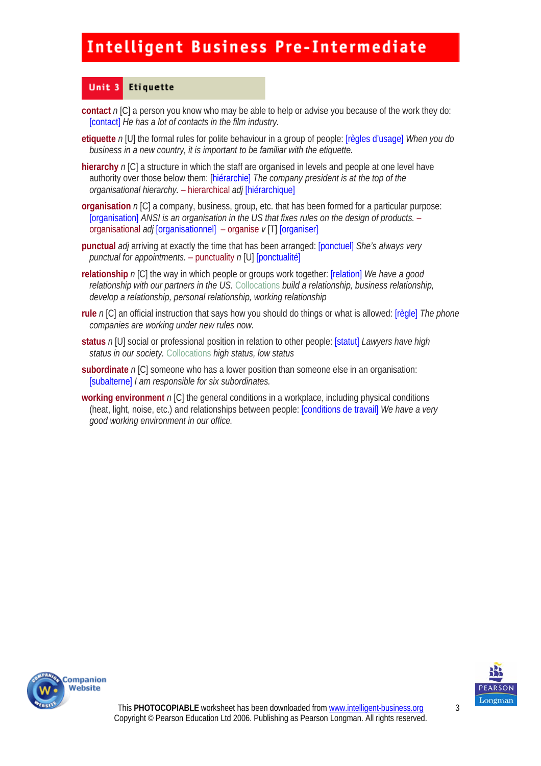# Intelligent Business Pre-Intermediate

## Unit 3 Etiquette

**contact** *n* [C] a person you know who may be able to help or advise you because of the work they do: [contact] *He has a lot of contacts in the film industry.*

**etiquette** *n* [U] the formal rules for polite behaviour in a group of people: [règles d'usage] *When you do business in a new country, it is important to be familiar with the etiquette.*

**hierarchy** *n* [C] a structure in which the staff are organised in levels and people at one level have authority over those below them: [hiérarchie] *The company president is at the top of the organisational hierarchy.* – hierarchical *adj* [hiérarchique]

**organisation** *n* [C] a company, business, group, etc. that has been formed for a particular purpose: [organisation] *ANSI is an organisation in the US that fixes rules on the design of products.* – organisational *adj* [organisationnel] – organise *v* [T] [organiser]

**punctual** *adj* arriving at exactly the time that has been arranged: [ponctuel] *She's always very punctual for appointments.* – punctuality *n* [U] [ponctualité]

**relationship** *n* [C] the way in which people or groups work together: [relation] *We have a good relationship with our partners in the US.* Collocations *build a relationship, business relationship, develop a relationship, personal relationship, working relationship*

**rule** *n* [C] an official instruction that says how you should do things or what is allowed: [règle] *The phone companies are working under new rules now.*

**status** *n* [U] social or professional position in relation to other people: [statut] *Lawyers have high status in our society.* Collocations *high status, low status*

**subordinate** *n* [C] someone who has a lower position than someone else in an organisation: [subalterne] *I am responsible for six subordinates.*

**working environment** *n* [C] the general conditions in a workplace, including physical conditions (heat, light, noise, etc.) and relationships between people: [conditions de travail] *We have a very good working environment in our office.*

This **PHOTOCOPIABLE** worksheet has been downloaded from www.intelligent-business.org
Copyright © Pearson Education Ltd 2006. Publishing as Pearson Longman. All rights reserved.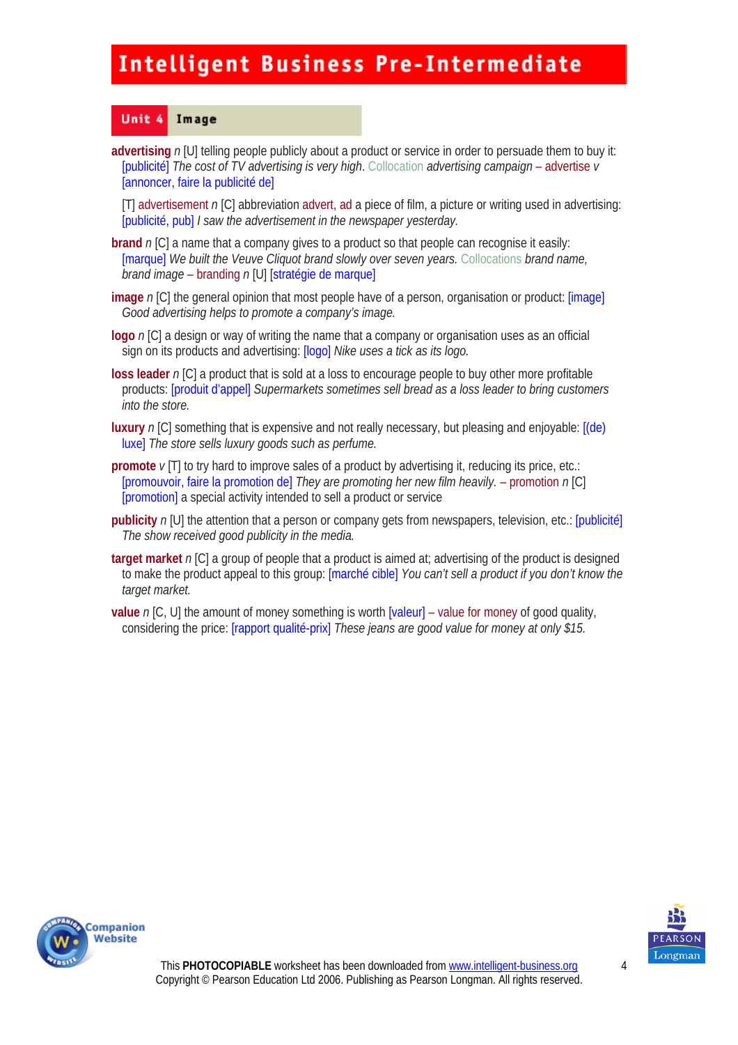# Intelligent Business Pre-Intermediate

## Unit 4 Image

**advertising** *n* [U] telling people publicly about a product or service in order to persuade them to buy it: [publicité] *The cost of TV advertising is very high.* Collocation *advertising campaign* – advertise *v* [annoncer, faire la publicité de]

[T] advertisement *n* [C] abbreviation advert, ad a piece of film, a picture or writing used in advertising: [publicité, pub] *I saw the advertisement in the newspaper yesterday.*

**brand** *n* [C] a name that a company gives to a product so that people can recognise it easily: [marque] *We built the Veuve Cliquot brand slowly over seven years.* Collocations *brand name, brand image* – branding *n* [U] [stratégie de marque]

**image** *n* [C] the general opinion that most people have of a person, organisation or product: [image] *Good advertising helps to promote a company's image.*

**logo** *n* [C] a design or way of writing the name that a company or organisation uses as an official sign on its products and advertising: [logo] *Nike uses a tick as its logo.*

**loss leader** *n* [C] a product that is sold at a loss to encourage people to buy other more profitable products: [produit d'appel] *Supermarkets sometimes sell bread as a loss leader to bring customers into the store.*

**luxury** *n* [C] something that is expensive and not really necessary, but pleasing and enjoyable: [(de) luxe] *The store sells luxury goods such as perfume.*

**promote** *v* [T] to try hard to improve sales of a product by advertising it, reducing its price, etc.: [promouvoir, faire la promotion de] *They are promoting her new film heavily.* – promotion *n* [C] [promotion] a special activity intended to sell a product or service

**publicity** *n* [U] the attention that a person or company gets from newspapers, television, etc.: [publicité] *The show received good publicity in the media.*

**target market** *n* [C] a group of people that a product is aimed at; advertising of the product is designed to make the product appeal to this group: [marché cible] *You can't sell a product if you don't know the target market.*

**value** *n* [C, U] the amount of money something is worth [valeur] – value for money of good quality, considering the price: [rapport qualité-prix] *These jeans are good value for money at only $15.*

This **PHOTOCOPIABLE** worksheet has been downloaded from www.intelligent-business.org
Copyright © Pearson Education Ltd 2006. Publishing as Pearson Longman. All rights reserved.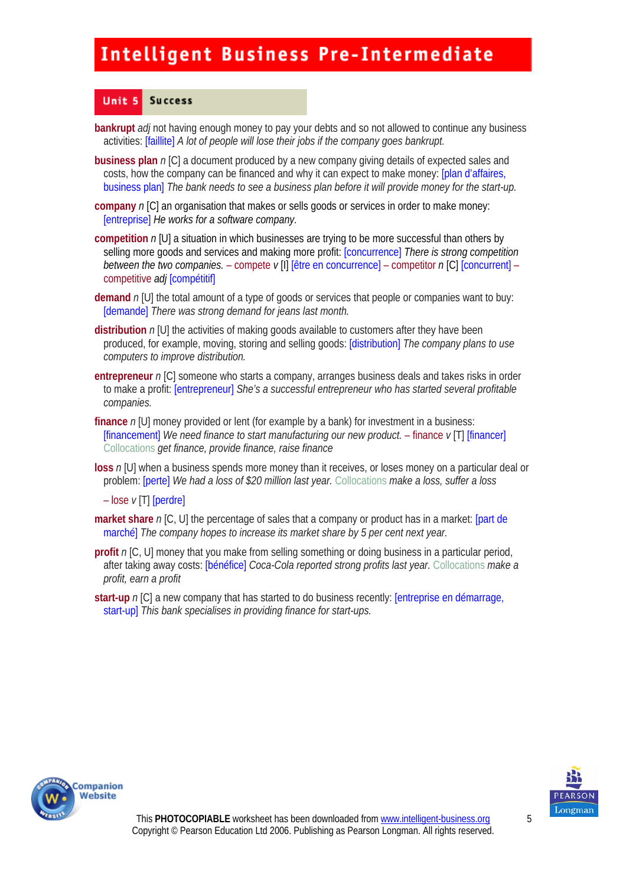# Intelligent Business Pre-Intermediate

## Unit 5 Success

**bankrupt** *adj* not having enough money to pay your debts and so not allowed to continue any business activities: [faillite] *A lot of people will lose their jobs if the company goes bankrupt.*

**business plan** *n* [C] a document produced by a new company giving details of expected sales and costs, how the company can be financed and why it can expect to make money: [plan d'affaires, business plan] *The bank needs to see a business plan before it will provide money for the start-up.*

**company** *n* [C] an organisation that makes or sells goods or services in order to make money: [entreprise] *He works for a software company.*

**competition** *n* [U] a situation in which businesses are trying to be more successful than others by selling more goods and services and making more profit: [concurrence] *There is strong competition between the two companies.* – compete *v* [I] [être en concurrence] – competitor *n* [C] [concurrent] – competitive *adj* [compétitif]

**demand** *n* [U] the total amount of a type of goods or services that people or companies want to buy: [demande] *There was strong demand for jeans last month.*

**distribution** *n* [U] the activities of making goods available to customers after they have been produced, for example, moving, storing and selling goods: [distribution] *The company plans to use computers to improve distribution.*

**entrepreneur** *n* [C] someone who starts a company, arranges business deals and takes risks in order to make a profit: [entrepreneur] *She's a successful entrepreneur who has started several profitable companies.*

**finance** *n* [U] money provided or lent (for example by a bank) for investment in a business: [financement] *We need finance to start manufacturing our new product.* – finance *v* [T] [financer] Collocations *get finance, provide finance, raise finance*

**loss** *n* [U] when a business spends more money than it receives, or loses money on a particular deal or problem: [perte] *We had a loss of $20 million last year.* Collocations *make a loss, suffer a loss*

– lose *v* [T] [perdre]

**market share** *n* [C, U] the percentage of sales that a company or product has in a market: [part de marché] *The company hopes to increase its market share by 5 per cent next year.*

**profit** *n* [C, U] money that you make from selling something or doing business in a particular period, after taking away costs: [bénéfice] *Coca-Cola reported strong profits last year.* Collocations *make a profit, earn a profit*

**start-up** *n* [C] a new company that has started to do business recently: [entreprise en démarrage, start-up] *This bank specialises in providing finance for start-ups.*

This **PHOTOCOPIABLE** worksheet has been downloaded from www.intelligent-business.org
Copyright © Pearson Education Ltd 2006. Publishing as Pearson Longman. All rights reserved.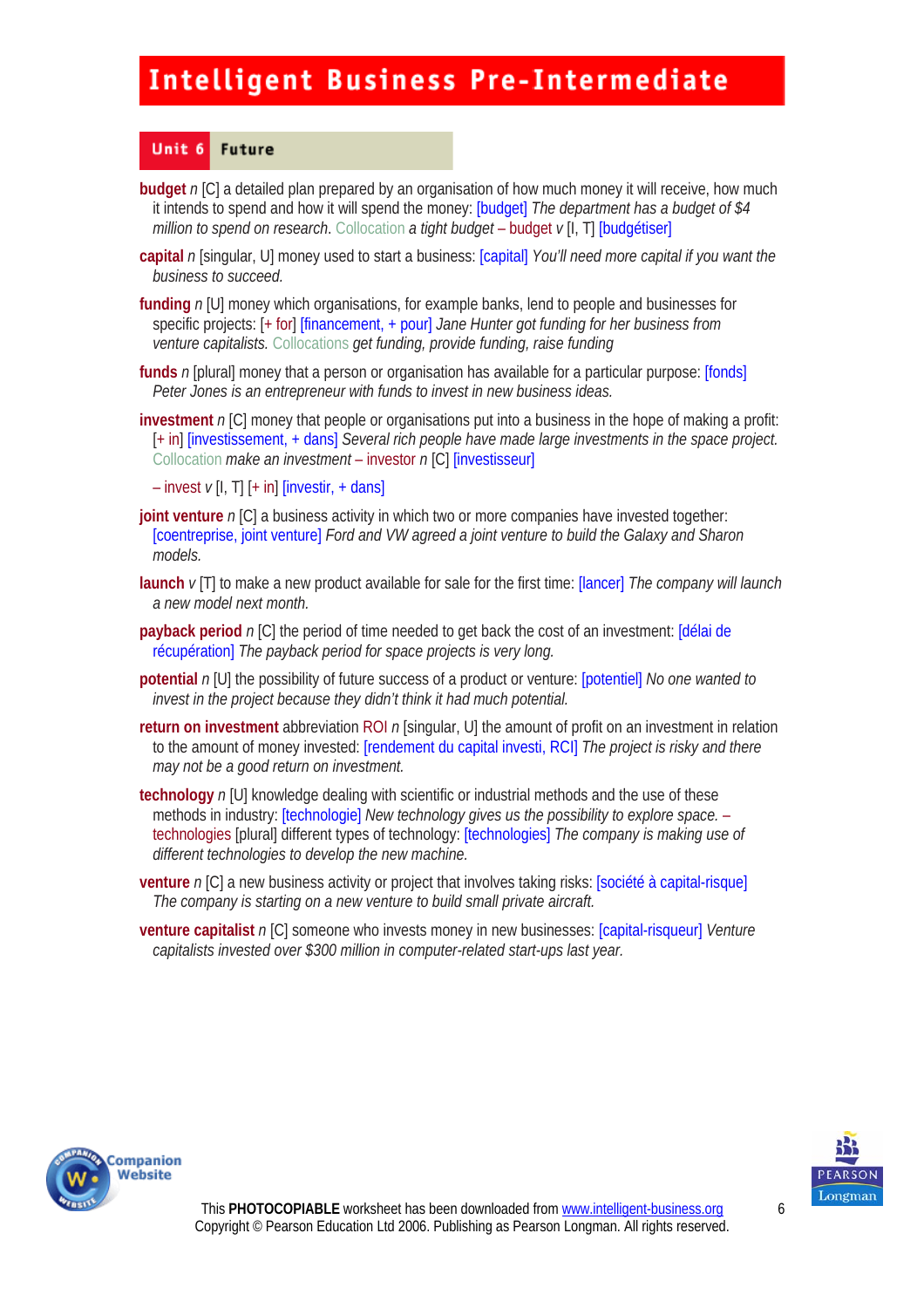# Intelligent Business Pre-Intermediate

## Unit 6 Future

**budget** *n* [C] a detailed plan prepared by an organisation of how much money it will receive, how much it intends to spend and how it will spend the money: [budget] *The department has a budget of $4 million to spend on research.* Collocation *a tight budget* – budget *v* [I, T] [budgétiser]

**capital** *n* [singular, U] money used to start a business: [capital] *You'll need more capital if you want the business to succeed.*

**funding** *n* [U] money which organisations, for example banks, lend to people and businesses for specific projects: [+ for] [financement, + pour] *Jane Hunter got funding for her business from venture capitalists.* Collocations *get funding, provide funding, raise funding*

**funds** *n* [plural] money that a person or organisation has available for a particular purpose: [fonds] *Peter Jones is an entrepreneur with funds to invest in new business ideas.*

**investment** *n* [C] money that people or organisations put into a business in the hope of making a profit: [+ in] [investissement, + dans] *Several rich people have made large investments in the space project.* Collocation *make an investment* – investor *n* [C] [investisseur]

– invest *v* [I, T] [+ in] [investir, + dans]

**joint venture** *n* [C] a business activity in which two or more companies have invested together: [coentreprise, joint venture] *Ford and VW agreed a joint venture to build the Galaxy and Sharon models.*

**launch** *v* [T] to make a new product available for sale for the first time: [lancer] *The company will launch a new model next month.*

**payback period** *n* [C] the period of time needed to get back the cost of an investment: [délai de récupération] *The payback period for space projects is very long.*

**potential** *n* [U] the possibility of future success of a product or venture: [potentiel] *No one wanted to invest in the project because they didn't think it had much potential.*

**return on investment** abbreviation ROI *n* [singular, U] the amount of profit on an investment in relation to the amount of money invested: [rendement du capital investi, RCI] *The project is risky and there may not be a good return on investment.*

**technology** *n* [U] knowledge dealing with scientific or industrial methods and the use of these methods in industry: [technologie] *New technology gives us the possibility to explore space.* – technologies [plural] different types of technology: [technologies] *The company is making use of different technologies to develop the new machine.*

**venture** *n* [C] a new business activity or project that involves taking risks: [société à capital-risque] *The company is starting on a new venture to build small private aircraft.*

**venture capitalist** *n* [C] someone who invests money in new businesses: [capital-risqueur] *Venture capitalists invested over $300 million in computer-related start-ups last year.*

This **PHOTOCOPIABLE** worksheet has been downloaded from www.intelligent-business.org
Copyright © Pearson Education Ltd 2006. Publishing as Pearson Longman. All rights reserved.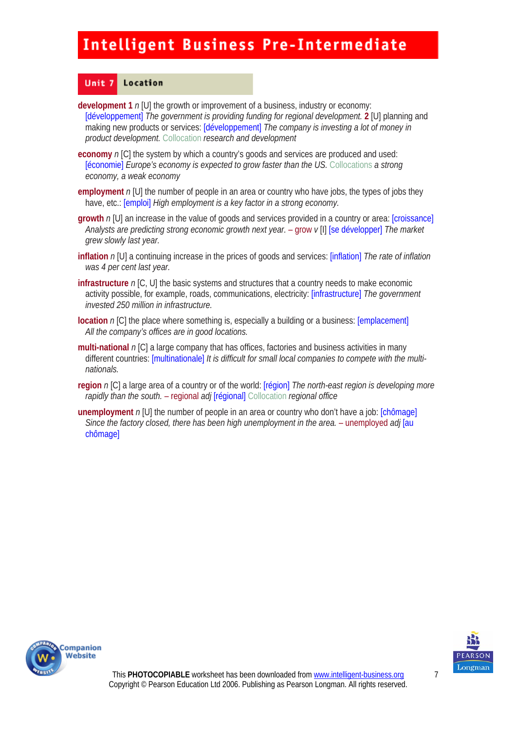## Unit 7 Location

**development 1** *n* [U] the growth or improvement of a business, industry or economy: [développement] *The government is providing funding for regional development.* **2** [U] planning and making new products or services: [développement] *The company is investing a lot of money in product development.* Collocation *research and development*

**economy** *n* [C] the system by which a country's goods and services are produced and used: [économie] *Europe's economy is expected to grow faster than the US.* Collocations *a strong economy, a weak economy*

**employment** *n* [U] the number of people in an area or country who have jobs, the types of jobs they have, etc.: [emploi] *High employment is a key factor in a strong economy.*

**growth** *n* [U] an increase in the value of goods and services provided in a country or area: [croissance] *Analysts are predicting strong economic growth next year.* – grow *v* [I] [se développer] *The market grew slowly last year.*

**inflation** *n* [U] a continuing increase in the prices of goods and services: [inflation] *The rate of inflation was 4 per cent last year.*

**infrastructure** *n* [C, U] the basic systems and structures that a country needs to make economic activity possible, for example, roads, communications, electricity: [infrastructure] *The government invested 250 million in infrastructure.*

**location** *n* [C] the place where something is, especially a building or a business: [emplacement] *All the company's offices are in good locations.*

**multi-national** *n* [C] a large company that has offices, factories and business activities in many different countries: [multinationale] *It is difficult for small local companies to compete with the multi-nationals.*

**region** *n* [C] a large area of a country or of the world: [région] *The north-east region is developing more rapidly than the south.* – regional *adj* [régional] Collocation *regional office*

**unemployment** *n* [U] the number of people in an area or country who don't have a job: [chômage] *Since the factory closed, there has been high unemployment in the area.* – unemployed *adj* [au chômage]

This **PHOTOCOPIABLE** worksheet has been downloaded from www.intelligent-business.org
Copyright © Pearson Education Ltd 2006. Publishing as Pearson Longman. All rights reserved.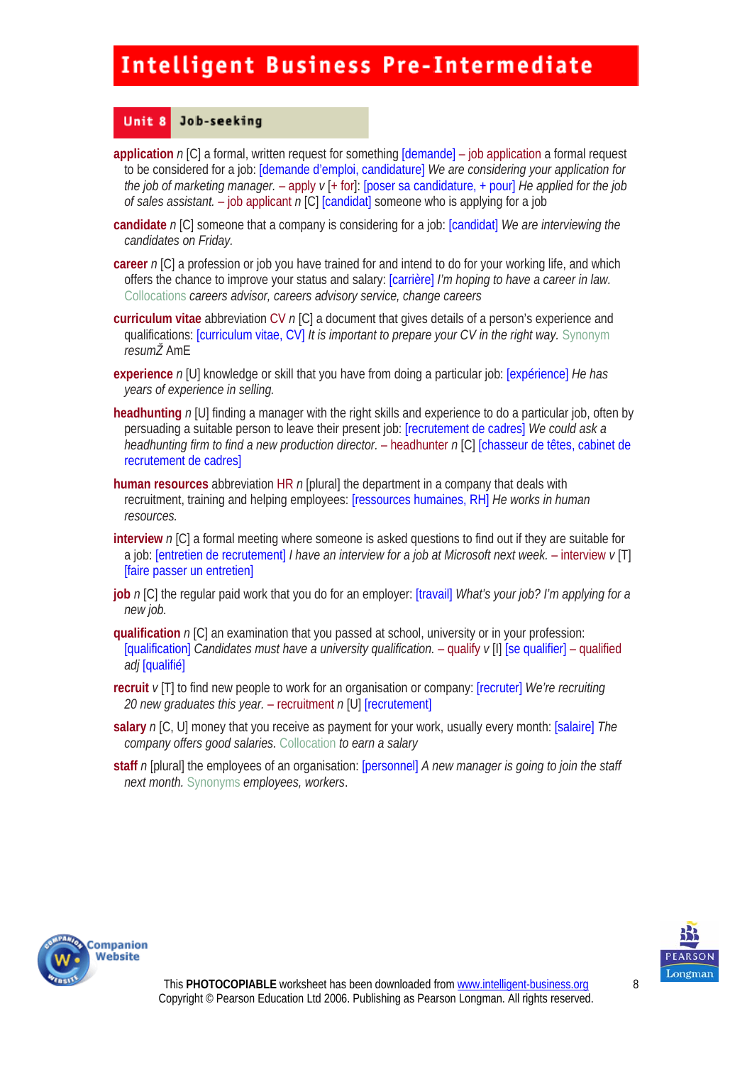## Unit 8 Job-seeking

**application** *n* [C] a formal, written request for something [demande] – job application a formal request to be considered for a job: [demande d'emploi, candidature] *We are considering your application for the job of marketing manager.* – apply *v* [+ for]: [poser sa candidature, + pour] *He applied for the job of sales assistant.* – job applicant *n* [C] [candidat] someone who is applying for a job

**candidate** *n* [C] someone that a company is considering for a job: [candidat] *We are interviewing the candidates on Friday.*

**career** *n* [C] a profession or job you have trained for and intend to do for your working life, and which offers the chance to improve your status and salary: [carrière] *I'm hoping to have a career in law.* Collocations *careers advisor, careers advisory service, change careers*

**curriculum vitae** abbreviation CV *n* [C] a document that gives details of a person's experience and qualifications: [curriculum vitae, CV] *It is important to prepare your CV in the right way.* Synonym *resumŽ* AmE

**experience** *n* [U] knowledge or skill that you have from doing a particular job: [expérience] *He has years of experience in selling.*

**headhunting** *n* [U] finding a manager with the right skills and experience to do a particular job, often by persuading a suitable person to leave their present job: [recrutement de cadres] *We could ask a headhunting firm to find a new production director.* – headhunter *n* [C] [chasseur de têtes, cabinet de recrutement de cadres]

**human resources** abbreviation HR *n* [plural] the department in a company that deals with recruitment, training and helping employees: [ressources humaines, RH] *He works in human resources.*

**interview** *n* [C] a formal meeting where someone is asked questions to find out if they are suitable for a job: [entretien de recrutement] *I have an interview for a job at Microsoft next week.* – interview *v* [T] [faire passer un entretien]

**job** *n* [C] the regular paid work that you do for an employer: [travail] *What's your job? I'm applying for a new job.*

**qualification** *n* [C] an examination that you passed at school, university or in your profession: [qualification] *Candidates must have a university qualification.* – qualify *v* [I] [se qualifier] – qualified *adj* [qualifié]

**recruit** *v* [T] to find new people to work for an organisation or company: [recruter] *We're recruiting 20 new graduates this year.* – recruitment *n* [U] [recrutement]

**salary** *n* [C, U] money that you receive as payment for your work, usually every month: [salaire] *The company offers good salaries.* Collocation *to earn a salary*

**staff** *n* [plural] the employees of an organisation: [personnel] *A new manager is going to join the staff next month.* Synonyms *employees, workers*.

This **PHOTOCOPIABLE** worksheet has been downloaded from www.intelligent-business.org
Copyright © Pearson Education Ltd 2006. Publishing as Pearson Longman. All rights reserved.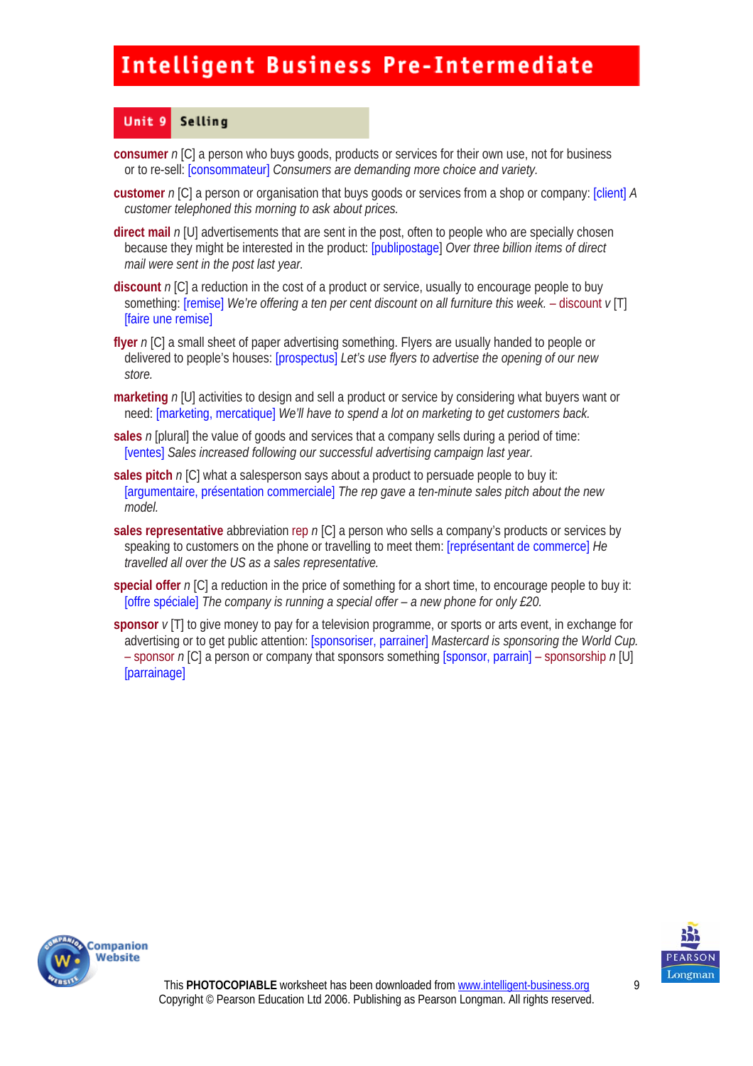# Intelligent Business Pre-Intermediate

## Unit 9 Selling

**consumer** *n* [C] a person who buys goods, products or services for their own use, not for business or to re-sell: [consommateur] *Consumers are demanding more choice and variety.*

**customer** *n* [C] a person or organisation that buys goods or services from a shop or company: [client] *A customer telephoned this morning to ask about prices.*

**direct mail** *n* [U] advertisements that are sent in the post, often to people who are specially chosen because they might be interested in the product: [publipostage] *Over three billion items of direct mail were sent in the post last year.*

**discount** *n* [C] a reduction in the cost of a product or service, usually to encourage people to buy something: [remise] *We're offering a ten per cent discount on all furniture this week.* – discount *v* [T] [faire une remise]

**flyer** *n* [C] a small sheet of paper advertising something. Flyers are usually handed to people or delivered to people's houses: [prospectus] *Let's use flyers to advertise the opening of our new store.*

**marketing** *n* [U] activities to design and sell a product or service by considering what buyers want or need: [marketing, mercatique] *We'll have to spend a lot on marketing to get customers back.*

**sales** *n* [plural] the value of goods and services that a company sells during a period of time: [ventes] *Sales increased following our successful advertising campaign last year.*

**sales pitch** *n* [C] what a salesperson says about a product to persuade people to buy it: [argumentaire, présentation commerciale] *The rep gave a ten-minute sales pitch about the new model.*

**sales representative** abbreviation rep *n* [C] a person who sells a company's products or services by speaking to customers on the phone or travelling to meet them: [représentant de commerce] *He travelled all over the US as a sales representative.*

**special offer** *n* [C] a reduction in the price of something for a short time, to encourage people to buy it: [offre spéciale] *The company is running a special offer – a new phone for only £20.*

**sponsor** *v* [T] to give money to pay for a television programme, or sports or arts event, in exchange for advertising or to get public attention: [sponsoriser, parrainer] *Mastercard is sponsoring the World Cup.* – sponsor *n* [C] a person or company that sponsors something [sponsor, parrain] – sponsorship *n* [U] [parrainage]

This **PHOTOCOPIABLE** worksheet has been downloaded from www.intelligent-business.org
Copyright © Pearson Education Ltd 2006. Publishing as Pearson Longman. All rights reserved.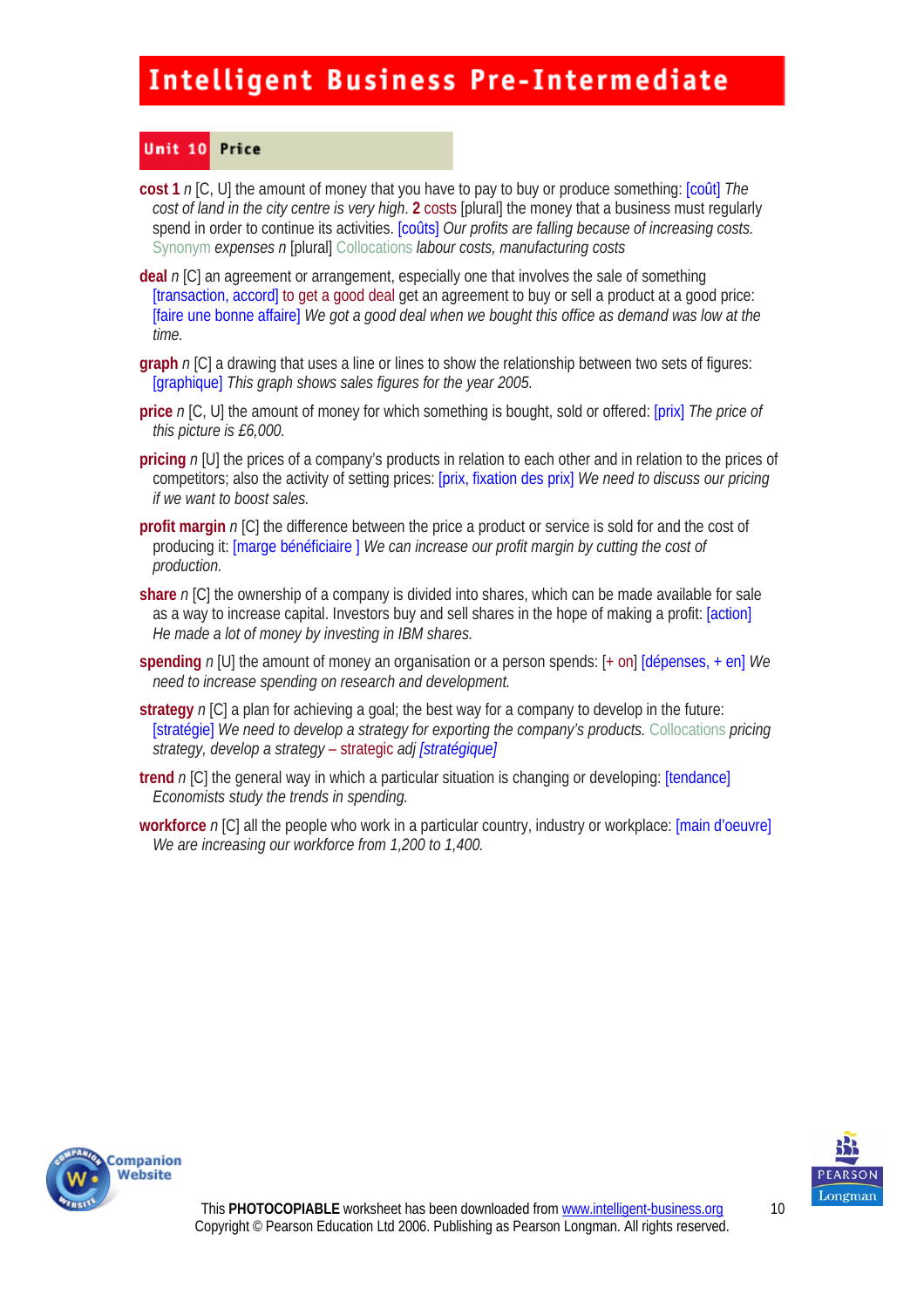## Unit 10 Price

**cost 1** *n* [C, U] the amount of money that you have to pay to buy or produce something: [coût] *The cost of land in the city centre is very high.* **2** costs [plural] the money that a business must regularly spend in order to continue its activities. [coûts] *Our profits are falling because of increasing costs.* Synonym *expenses n* [plural] Collocations *labour costs, manufacturing costs*

**deal** *n* [C] an agreement or arrangement, especially one that involves the sale of something [transaction, accord] to get a good deal get an agreement to buy or sell a product at a good price: [faire une bonne affaire] *We got a good deal when we bought this office as demand was low at the time.*

**graph** *n* [C] a drawing that uses a line or lines to show the relationship between two sets of figures: [graphique] *This graph shows sales figures for the year 2005.*

**price** *n* [C, U] the amount of money for which something is bought, sold or offered: [prix] *The price of this picture is £6,000.*

**pricing** *n* [U] the prices of a company's products in relation to each other and in relation to the prices of competitors; also the activity of setting prices: [prix, fixation des prix] *We need to discuss our pricing if we want to boost sales.*

**profit margin** *n* [C] the difference between the price a product or service is sold for and the cost of producing it: [marge bénéficiaire ] *We can increase our profit margin by cutting the cost of production.*

**share** *n* [C] the ownership of a company is divided into shares, which can be made available for sale as a way to increase capital. Investors buy and sell shares in the hope of making a profit: [action] *He made a lot of money by investing in IBM shares.*

**spending** *n* [U] the amount of money an organisation or a person spends: [+ on] [dépenses, + en] *We need to increase spending on research and development.*

**strategy** *n* [C] a plan for achieving a goal; the best way for a company to develop in the future: [stratégie] *We need to develop a strategy for exporting the company's products.* Collocations *pricing strategy, develop a strategy* – strategic *adj [stratégique]*

**trend** *n* [C] the general way in which a particular situation is changing or developing: [tendance] *Economists study the trends in spending.*

**workforce** *n* [C] all the people who work in a particular country, industry or workplace: [main d'oeuvre] *We are increasing our workforce from 1,200 to 1,400.*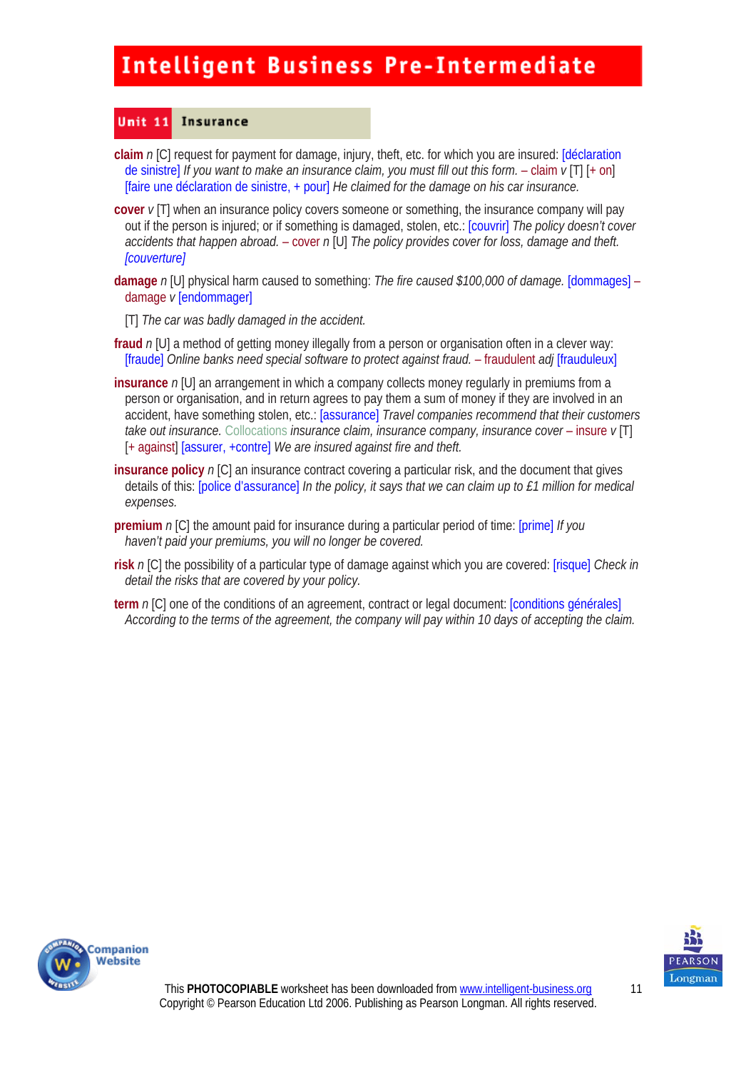# Intelligent Business Pre-Intermediate

## Unit 11 Insurance

**claim** *n* [C] request for payment for damage, injury, theft, etc. for which you are insured: [déclaration de sinistre] *If you want to make an insurance claim, you must fill out this form.* – claim *v* [T] [+ on] [faire une déclaration de sinistre, + pour] *He claimed for the damage on his car insurance.*

**cover** *v* [T] when an insurance policy covers someone or something, the insurance company will pay out if the person is injured; or if something is damaged, stolen, etc.: [couvrir] *The policy doesn't cover accidents that happen abroad.* – cover *n* [U] *The policy provides cover for loss, damage and theft.* [couverture]

**damage** *n* [U] physical harm caused to something: *The fire caused $100,000 of damage.* [dommages] – damage *v* [endommager]

[T] *The car was badly damaged in the accident.*

**fraud** *n* [U] a method of getting money illegally from a person or organisation often in a clever way: [fraude] *Online banks need special software to protect against fraud.* – fraudulent *adj* [frauduleux]

**insurance** *n* [U] an arrangement in which a company collects money regularly in premiums from a person or organisation, and in return agrees to pay them a sum of money if they are involved in an accident, have something stolen, etc.: [assurance] *Travel companies recommend that their customers take out insurance.* Collocations *insurance claim, insurance company, insurance cover* – insure *v* [T] [+ against] [assurer, +contre] *We are insured against fire and theft.*

**insurance policy** *n* [C] an insurance contract covering a particular risk, and the document that gives details of this: [police d'assurance] *In the policy, it says that we can claim up to £1 million for medical expenses.*

**premium** *n* [C] the amount paid for insurance during a particular period of time: [prime] *If you haven't paid your premiums, you will no longer be covered.*

**risk** *n* [C] the possibility of a particular type of damage against which you are covered: [risque] *Check in detail the risks that are covered by your policy.*

**term** *n* [C] one of the conditions of an agreement, contract or legal document: [conditions générales] *According to the terms of the agreement, the company will pay within 10 days of accepting the claim.*

This **PHOTOCOPIABLE** worksheet has been downloaded from www.intelligent-business.org
Copyright © Pearson Education Ltd 2006. Publishing as Pearson Longman. All rights reserved.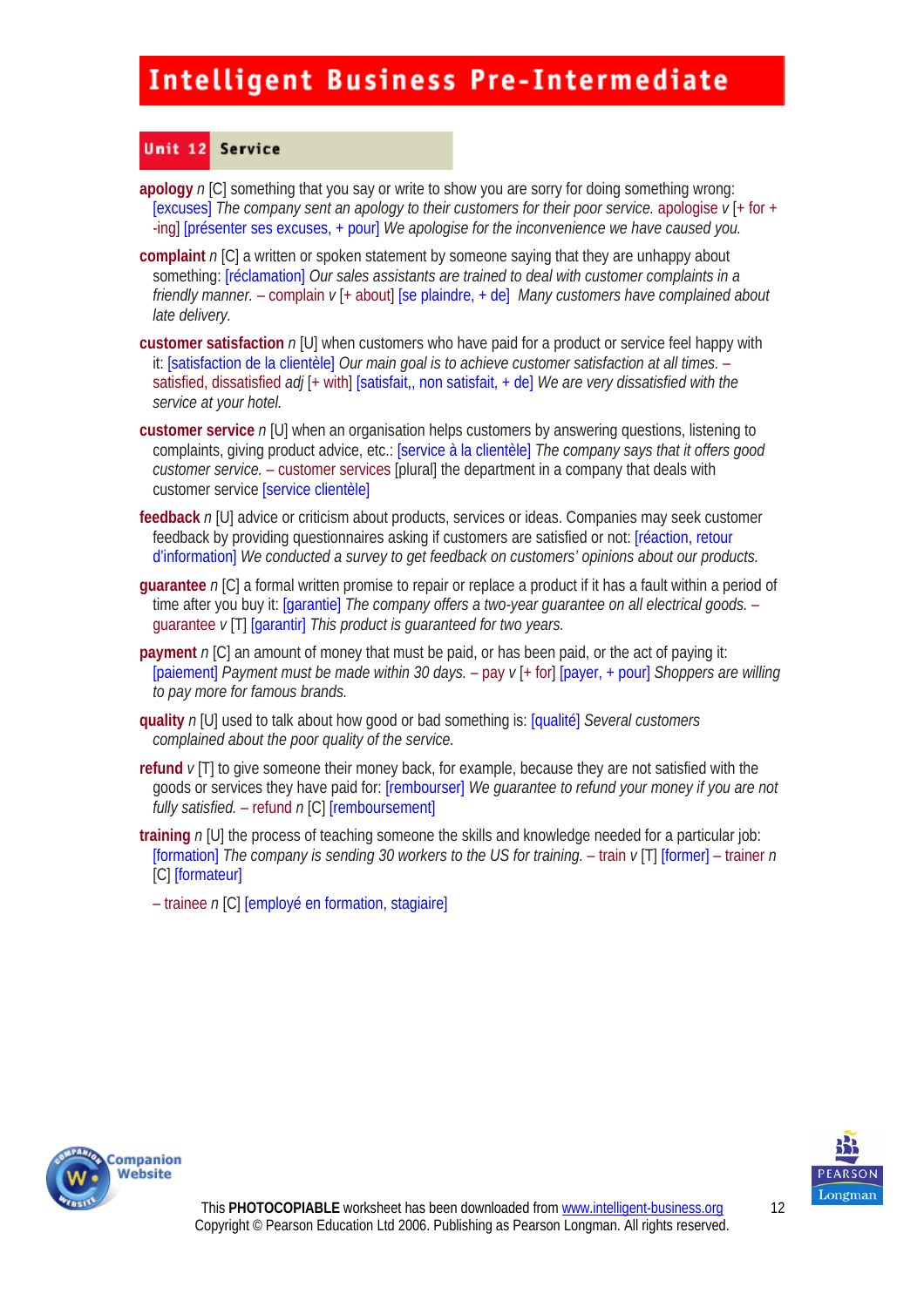# Intelligent Business Pre-Intermediate

## Unit 12 Service

**apology** *n* [C] something that you say or write to show you are sorry for doing something wrong: [excuses] *The company sent an apology to their customers for their poor service.* apologise *v* [+ for + -ing] [présenter ses excuses, + pour] *We apologise for the inconvenience we have caused you.*

**complaint** *n* [C] a written or spoken statement by someone saying that they are unhappy about something: [réclamation] *Our sales assistants are trained to deal with customer complaints in a friendly manner.* – complain *v* [+ about] [se plaindre, + de] *Many customers have complained about late delivery.*

**customer satisfaction** *n* [U] when customers who have paid for a product or service feel happy with it: [satisfaction de la clientèle] *Our main goal is to achieve customer satisfaction at all times.* – satisfied, dissatisfied *adj* [+ with] [satisfait,, non satisfait, + de] *We are very dissatisfied with the service at your hotel.*

**customer service** *n* [U] when an organisation helps customers by answering questions, listening to complaints, giving product advice, etc.: [service à la clientèle] *The company says that it offers good customer service.* – customer services [plural] the department in a company that deals with customer service [service clientèle]

**feedback** *n* [U] advice or criticism about products, services or ideas. Companies may seek customer feedback by providing questionnaires asking if customers are satisfied or not: [réaction, retour d'information] *We conducted a survey to get feedback on customers' opinions about our products.*

**guarantee** *n* [C] a formal written promise to repair or replace a product if it has a fault within a period of time after you buy it: [garantie] *The company offers a two-year guarantee on all electrical goods.* – guarantee *v* [T] [garantir] *This product is guaranteed for two years.*

**payment** *n* [C] an amount of money that must be paid, or has been paid, or the act of paying it: [paiement] *Payment must be made within 30 days.* – pay *v* [+ for] [payer, + pour] *Shoppers are willing to pay more for famous brands.*

**quality** *n* [U] used to talk about how good or bad something is: [qualité] *Several customers complained about the poor quality of the service.*

**refund** *v* [T] to give someone their money back, for example, because they are not satisfied with the goods or services they have paid for: [rembourser] *We guarantee to refund your money if you are not fully satisfied.* – refund *n* [C] [remboursement]

**training** *n* [U] the process of teaching someone the skills and knowledge needed for a particular job: [formation] *The company is sending 30 workers to the US for training.* – train *v* [T] [former] – trainer *n* [C] [formateur]

– trainee *n* [C] [employé en formation, stagiaire]

This **PHOTOCOPIABLE** worksheet has been downloaded from www.intelligent-business.org
Copyright © Pearson Education Ltd 2006. Publishing as Pearson Longman. All rights reserved.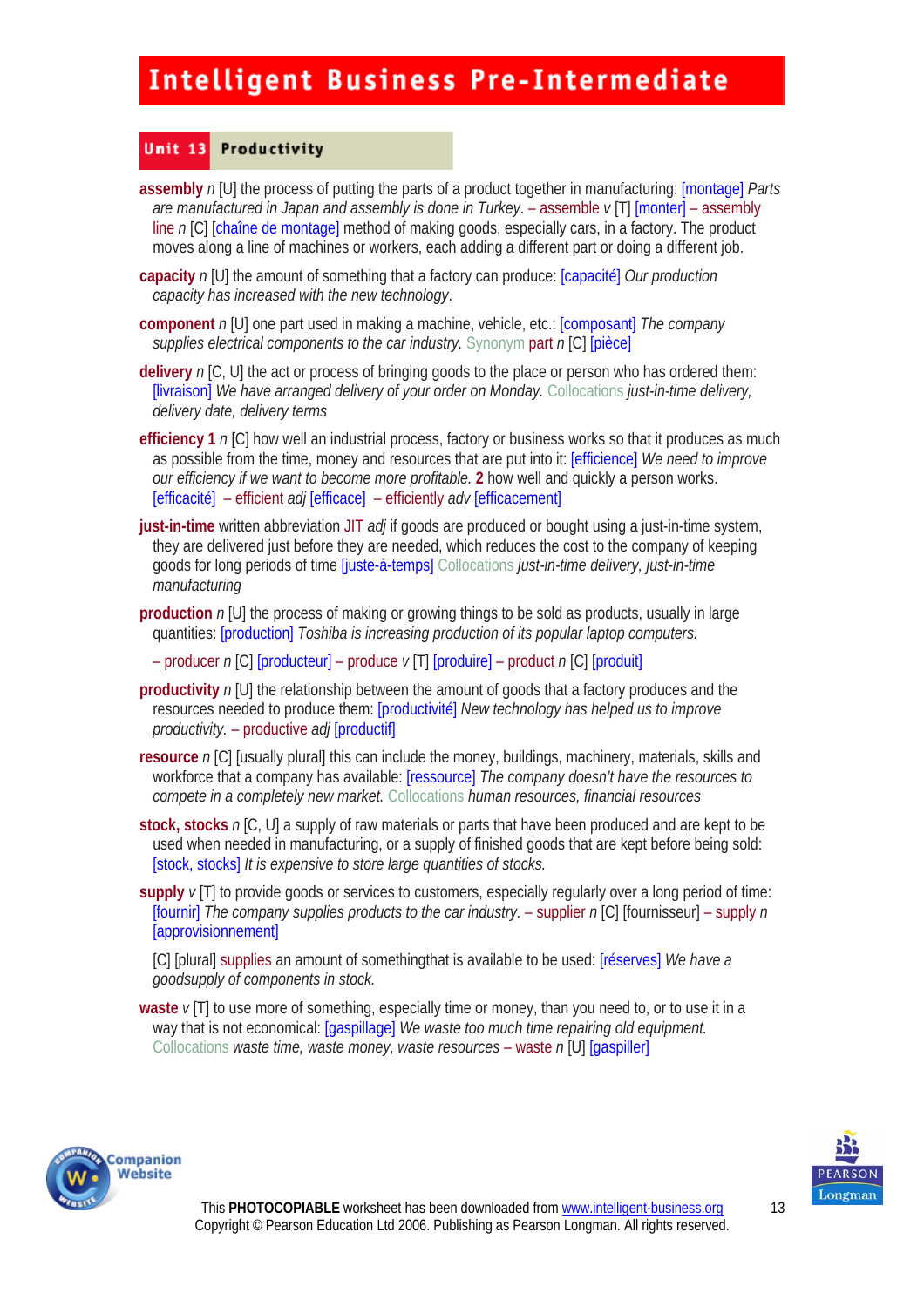# Intelligent Business Pre-Intermediate

## Unit 13 Productivity

**assembly** *n* [U] the process of putting the parts of a product together in manufacturing: [montage] *Parts are manufactured in Japan and assembly is done in Turkey*. – assemble *v* [T] [monter] – assembly line *n* [C] [chaîne de montage] method of making goods, especially cars, in a factory. The product moves along a line of machines or workers, each adding a different part or doing a different job.

**capacity** *n* [U] the amount of something that a factory can produce: [capacité] *Our production capacity has increased with the new technology*.

**component** *n* [U] one part used in making a machine, vehicle, etc.: [composant] *The company supplies electrical components to the car industry.* Synonym part *n* [C] [pièce]

**delivery** *n* [C, U] the act or process of bringing goods to the place or person who has ordered them: [livraison] *We have arranged delivery of your order on Monday.* Collocations *just-in-time delivery, delivery date, delivery terms*

**efficiency 1** *n* [C] how well an industrial process, factory or business works so that it produces as much as possible from the time, money and resources that are put into it: [efficience] *We need to improve our efficiency if we want to become more profitable.* **2** how well and quickly a person works. [efficacité] – efficient *adj* [efficace] – efficiently *adv* [efficacement]

**just-in-time** written abbreviation JIT *adj* if goods are produced or bought using a just-in-time system, they are delivered just before they are needed, which reduces the cost to the company of keeping goods for long periods of time [juste-à-temps] Collocations *just-in-time delivery, just-in-time manufacturing*

**production** *n* [U] the process of making or growing things to be sold as products, usually in large quantities: [production] *Toshiba is increasing production of its popular laptop computers.*

– producer *n* [C] [producteur] – produce *v* [T] [produire] – product *n* [C] [produit]

**productivity** *n* [U] the relationship between the amount of goods that a factory produces and the resources needed to produce them: [productivité] *New technology has helped us to improve productivity.* – productive *adj* [productif]

**resource** *n* [C] [usually plural] this can include the money, buildings, machinery, materials, skills and workforce that a company has available: [ressource] *The company doesn't have the resources to compete in a completely new market.* Collocations *human resources, financial resources*

**stock, stocks** *n* [C, U] a supply of raw materials or parts that have been produced and are kept to be used when needed in manufacturing, or a supply of finished goods that are kept before being sold: [stock, stocks] *It is expensive to store large quantities of stocks.*

**supply** *v* [T] to provide goods or services to customers, especially regularly over a long period of time: [fournir] *The company supplies products to the car industry.* – supplier *n* [C] [fournisseur] – supply *n* [approvisionnement]

[C] [plural] supplies an amount of somethingthat is available to be used: [réserves] *We have a goodsupply of components in stock.*

**waste** *v* [T] to use more of something, especially time or money, than you need to, or to use it in a way that is not economical: [gaspillage] *We waste too much time repairing old equipment.* Collocations *waste time, waste money, waste resources* – waste *n* [U] [gaspiller]

This **PHOTOCOPIABLE** worksheet has been downloaded from www.intelligent-business.org
Copyright © Pearson Education Ltd 2006. Publishing as Pearson Longman. All rights reserved.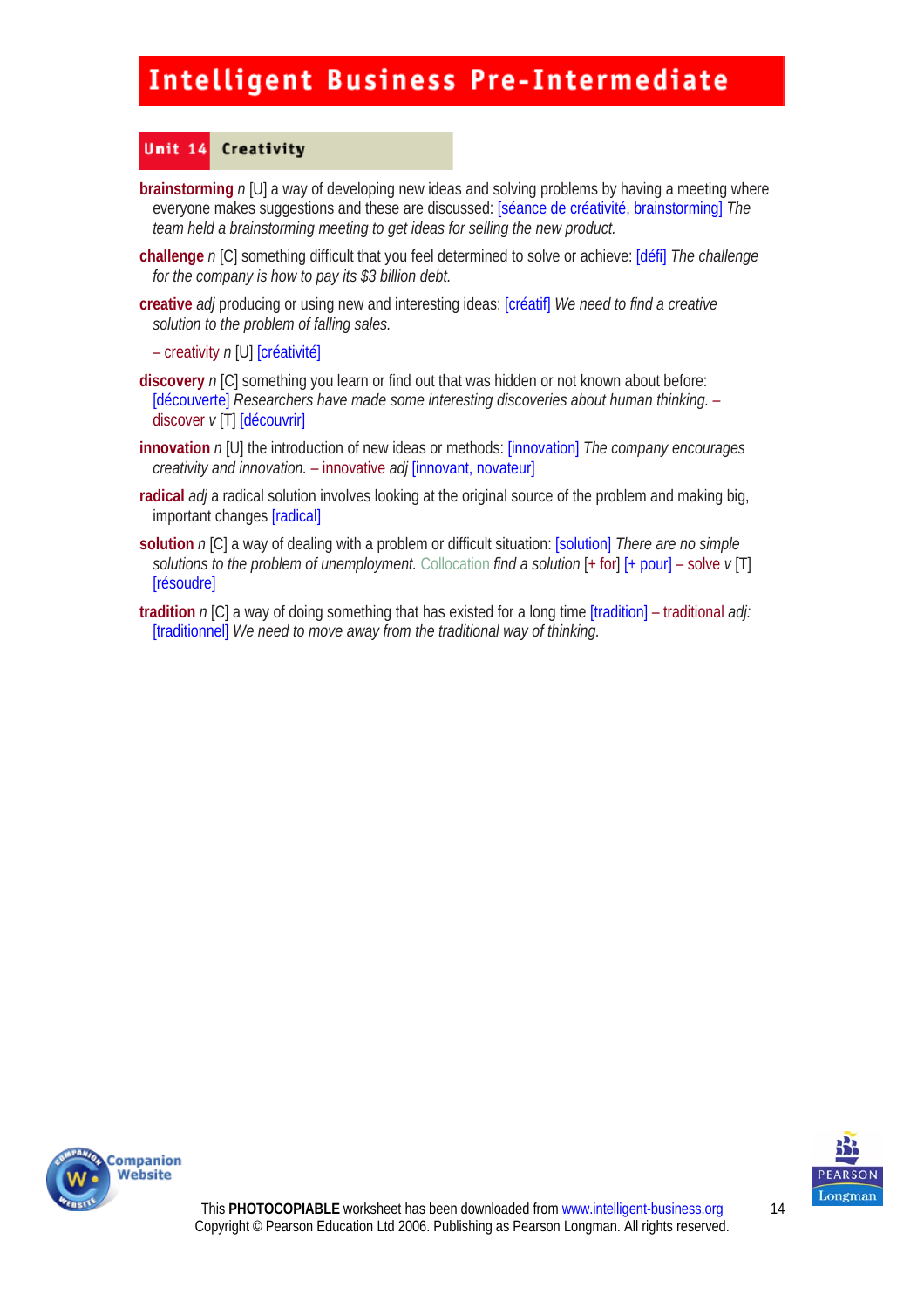# Intelligent Business Pre-Intermediate

## Unit 14 Creativity

**brainstorming** *n* [U] a way of developing new ideas and solving problems by having a meeting where everyone makes suggestions and these are discussed: [séance de créativité, brainstorming] *The team held a brainstorming meeting to get ideas for selling the new product.*

**challenge** *n* [C] something difficult that you feel determined to solve or achieve: [défi] *The challenge for the company is how to pay its $3 billion debt.*

**creative** *adj* producing or using new and interesting ideas: [créatif] *We need to find a creative solution to the problem of falling sales.*

– creativity *n* [U] [créativité]

**discovery** *n* [C] something you learn or find out that was hidden or not known about before: [découverte] *Researchers have made some interesting discoveries about human thinking.* – discover *v* [T] [découvrir]

**innovation** *n* [U] the introduction of new ideas or methods: [innovation] *The company encourages creativity and innovation.* – innovative *adj* [innovant, novateur]

**radical** *adj* a radical solution involves looking at the original source of the problem and making big, important changes [radical]

**solution** *n* [C] a way of dealing with a problem or difficult situation: [solution] *There are no simple solutions to the problem of unemployment.* Collocation *find a solution* [+ for] [+ pour] – solve *v* [T] [résoudre]

**tradition** *n* [C] a way of doing something that has existed for a long time [tradition] – traditional *adj:* [traditionnel] *We need to move away from the traditional way of thinking.*

This **PHOTOCOPIABLE** worksheet has been downloaded from www.intelligent-business.org
Copyright © Pearson Education Ltd 2006. Publishing as Pearson Longman. All rights reserved.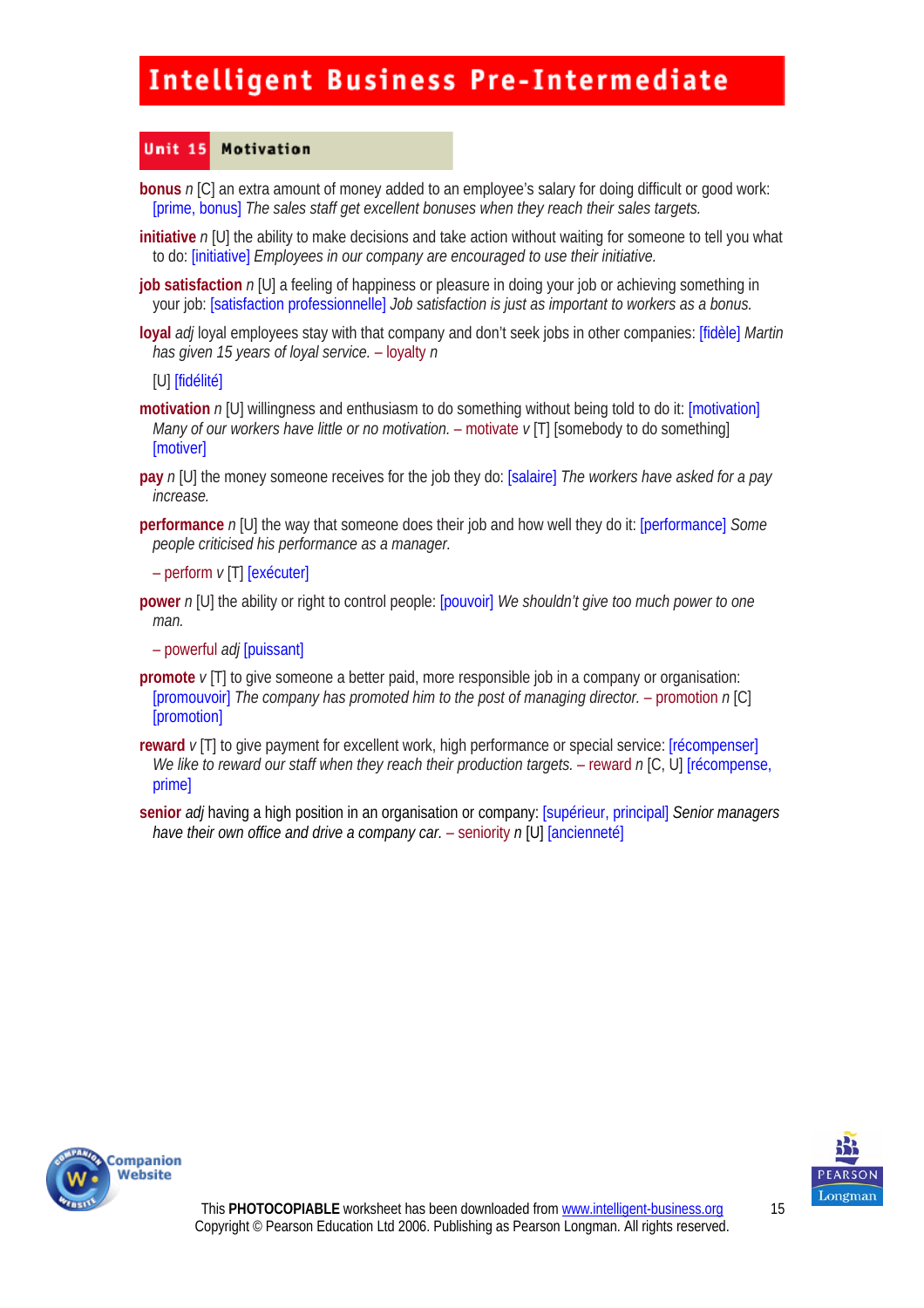# Intelligent Business Pre-Intermediate

## Unit 15 Motivation

**bonus** *n* [C] an extra amount of money added to an employee's salary for doing difficult or good work: [prime, bonus] *The sales staff get excellent bonuses when they reach their sales targets.*

**initiative** *n* [U] the ability to make decisions and take action without waiting for someone to tell you what to do: [initiative] *Employees in our company are encouraged to use their initiative.*

**job satisfaction** *n* [U] a feeling of happiness or pleasure in doing your job or achieving something in your job: [satisfaction professionnelle] *Job satisfaction is just as important to workers as a bonus.*

**loyal** *adj* loyal employees stay with that company and don't seek jobs in other companies: [fidèle] *Martin has given 15 years of loyal service.* – loyalty *n*

[U] [fidélité]

**motivation** *n* [U] willingness and enthusiasm to do something without being told to do it: [motivation] *Many of our workers have little or no motivation.* – motivate *v* [T] [somebody to do something] [motiver]

**pay** *n* [U] the money someone receives for the job they do: [salaire] *The workers have asked for a pay increase.*

**performance** *n* [U] the way that someone does their job and how well they do it: [performance] *Some people criticised his performance as a manager.*

– perform *v* [T] [exécuter]

**power** *n* [U] the ability or right to control people: [pouvoir] *We shouldn't give too much power to one man.*

– powerful *adj* [puissant]

**promote** *v* [T] to give someone a better paid, more responsible job in a company or organisation: [promouvoir] *The company has promoted him to the post of managing director.* – promotion *n* [C] [promotion]

**reward** *v* [T] to give payment for excellent work, high performance or special service: [récompenser] *We like to reward our staff when they reach their production targets.* – reward *n* [C, U] [récompense, prime]

**senior** *adj* having a high position in an organisation or company: [supérieur, principal] *Senior managers have their own office and drive a company car.* – seniority *n* [U] [ancienneté]

This **PHOTOCOPIABLE** worksheet has been downloaded from www.intelligent-business.org
Copyright © Pearson Education Ltd 2006. Publishing as Pearson Longman. All rights reserved.